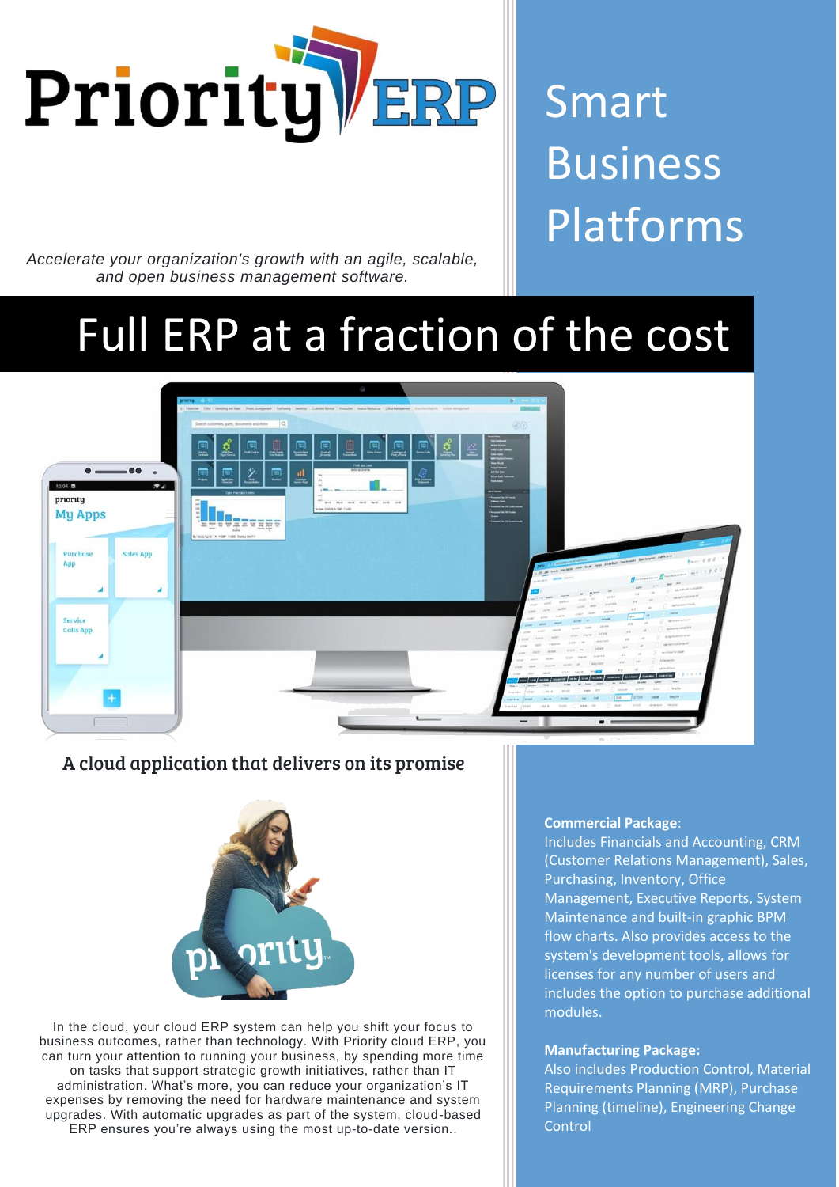# Priority ERP

## Smart Business Platforms

*Accelerate your organization's growth with an agile, scalable, and open business management software.*

# Full ERP at a fraction of the cost

## A cloud application that delivers on its promise

In the cloud, your cloud ERP system can help you shift your focus to business outcomes, rather than technology. With Priority cloud ERP, you can turn your attention to running your business, by spending more time on tasks that support strategic growth initiatives, rather than IT administration. What's more, you can reduce your organization's IT expenses by removing the need for hardware maintenance and system upgrades. With automatic upgrades as part of the system, cloud-based ERP ensures you're always using the most up-to-date version..

**Commercial Package**:
Includes Financials and Accounting, CRM (Customer Relations Management), Sales, Purchasing, Inventory, Office Management, Executive Reports, System Maintenance and built-in graphic BPM flow charts. Also provides access to the system's development tools, allows for licenses for any number of users and includes the option to purchase additional modules.

**Manufacturing Package:**
Also includes Production Control, Material Requirements Planning (MRP), Purchase Planning (timeline), Engineering Change Control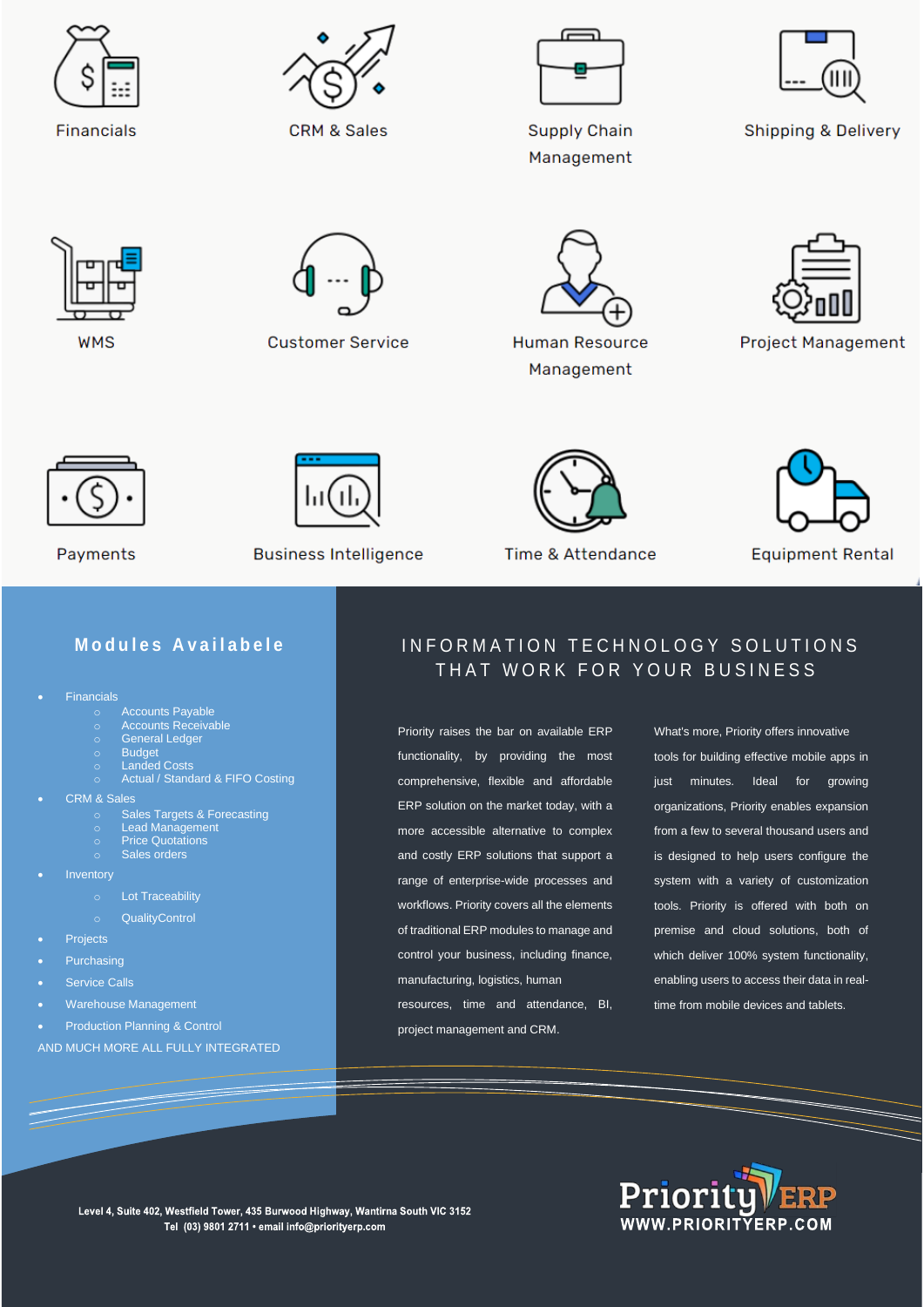Financials

CRM & Sales

Supply Chain Management

Shipping & Delivery

WMS

Customer Service

Human Resource Management

Project Management

Payments

Business Intelligence

Time & Attendance

Equipment Rental

## Modules Availabele

- Financials
  - Accounts Payable
  - Accounts Receivable
  - General Ledger
  - Budget
  - Landed Costs
  - Actual / Standard & FIFO Costing
- CRM & Sales
  - Sales Targets & Forecasting
  - Lead Management
  - Price Quotations
  - Sales orders
- Inventory
  - Lot Traceability
  - QualityControl
- Projects
- Purchasing
- Service Calls
- Warehouse Management
- Production Planning & Control

AND MUCH MORE ALL FULLY INTEGRATED

## INFORMATION TECHNOLOGY SOLUTIONS THAT WORK FOR YOUR BUSINESS

Priority raises the bar on available ERP functionality, by providing the most comprehensive, flexible and affordable ERP solution on the market today, with a more accessible alternative to complex and costly ERP solutions that support a range of enterprise-wide processes and workflows. Priority covers all the elements of traditional ERP modules to manage and control your business, including finance, manufacturing, logistics, human resources, time and attendance, BI, project management and CRM.

What's more, Priority offers innovative tools for building effective mobile apps in just minutes. Ideal for growing organizations, Priority enables expansion from a few to several thousand users and is designed to help users configure the system with a variety of customization tools. Priority is offered with both on premise and cloud solutions, both of which deliver 100% system functionality, enabling users to access their data in real-time from mobile devices and tablets.

**Level 4, Suite 402, Westfield Tower, 435 Burwood Highway, Wantirna South VIC 3152**
**Tel (03) 9801 2711 • email info@priorityerp.com**

Priority ERP
WWW.PRIORITYERP.COM